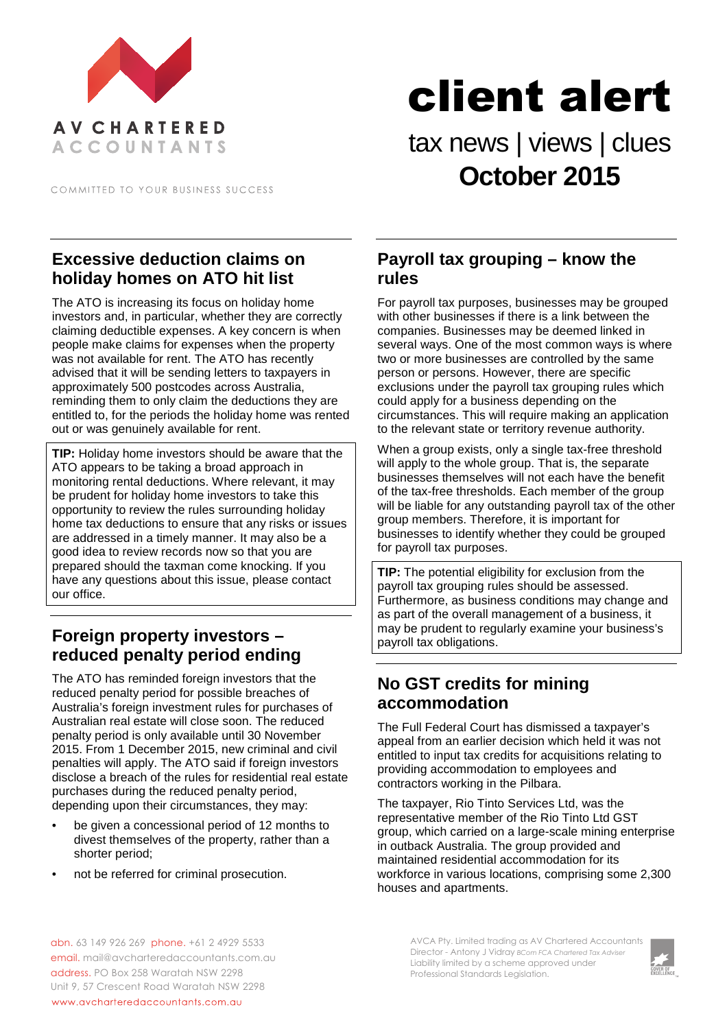AV CHARTERED ACCOUNTANTS

COMMITTED TO YOUR BUSINESS SUCCESS

# client alert

tax news | views | clues

**October 2015**

## Excessive deduction claims on holiday homes on ATO hit list

The ATO is increasing its focus on holiday home investors and, in particular, whether they are correctly claiming deductible expenses. A key concern is when people make claims for expenses when the property was not available for rent. The ATO has recently advised that it will be sending letters to taxpayers in approximately 500 postcodes across Australia, reminding them to only claim the deductions they are entitled to, for the periods the holiday home was rented out or was genuinely available for rent.

**TIP:** Holiday home investors should be aware that the ATO appears to be taking a broad approach in monitoring rental deductions. Where relevant, it may be prudent for holiday home investors to take this opportunity to review the rules surrounding holiday home tax deductions to ensure that any risks or issues are addressed in a timely manner. It may also be a good idea to review records now so that you are prepared should the taxman come knocking. If you have any questions about this issue, please contact our office.

## Foreign property investors – reduced penalty period ending

The ATO has reminded foreign investors that the reduced penalty period for possible breaches of Australia's foreign investment rules for purchases of Australian real estate will close soon. The reduced penalty period is only available until 30 November 2015. From 1 December 2015, new criminal and civil penalties will apply. The ATO said if foreign investors disclose a breach of the rules for residential real estate purchases during the reduced penalty period, depending upon their circumstances, they may:

- be given a concessional period of 12 months to divest themselves of the property, rather than a shorter period;
- not be referred for criminal prosecution.

## Payroll tax grouping – know the rules

For payroll tax purposes, businesses may be grouped with other businesses if there is a link between the companies. Businesses may be deemed linked in several ways. One of the most common ways is where two or more businesses are controlled by the same person or persons. However, there are specific exclusions under the payroll tax grouping rules which could apply for a business depending on the circumstances. This will require making an application to the relevant state or territory revenue authority.

When a group exists, only a single tax-free threshold will apply to the whole group. That is, the separate businesses themselves will not each have the benefit of the tax-free thresholds. Each member of the group will be liable for any outstanding payroll tax of the other group members. Therefore, it is important for businesses to identify whether they could be grouped for payroll tax purposes.

**TIP:** The potential eligibility for exclusion from the payroll tax grouping rules should be assessed. Furthermore, as business conditions may change and as part of the overall management of a business, it may be prudent to regularly examine your business's payroll tax obligations.

## No GST credits for mining accommodation

The Full Federal Court has dismissed a taxpayer's appeal from an earlier decision which held it was not entitled to input tax credits for acquisitions relating to providing accommodation to employees and contractors working in the Pilbara.

The taxpayer, Rio Tinto Services Ltd, was the representative member of the Rio Tinto Ltd GST group, which carried on a large-scale mining enterprise in outback Australia. The group provided and maintained residential accommodation for its workforce in various locations, comprising some 2,300 houses and apartments.

abn. 63 149 926 269 phone. +61 2 4929 5533
email. mail@avcharteredaccountants.com.au
address. PO Box 258 Waratah NSW 2298
Unit 9, 57 Crescent Road Waratah NSW 2298
www.avcharteredaccountants.com.au

AVCA Pty. Limited trading as AV Chartered Accountants
Director - Antony J Vidray *BCom FCA Chartered Tax Adviser*
Liability limited by a scheme approved under Professional Standards Legislation.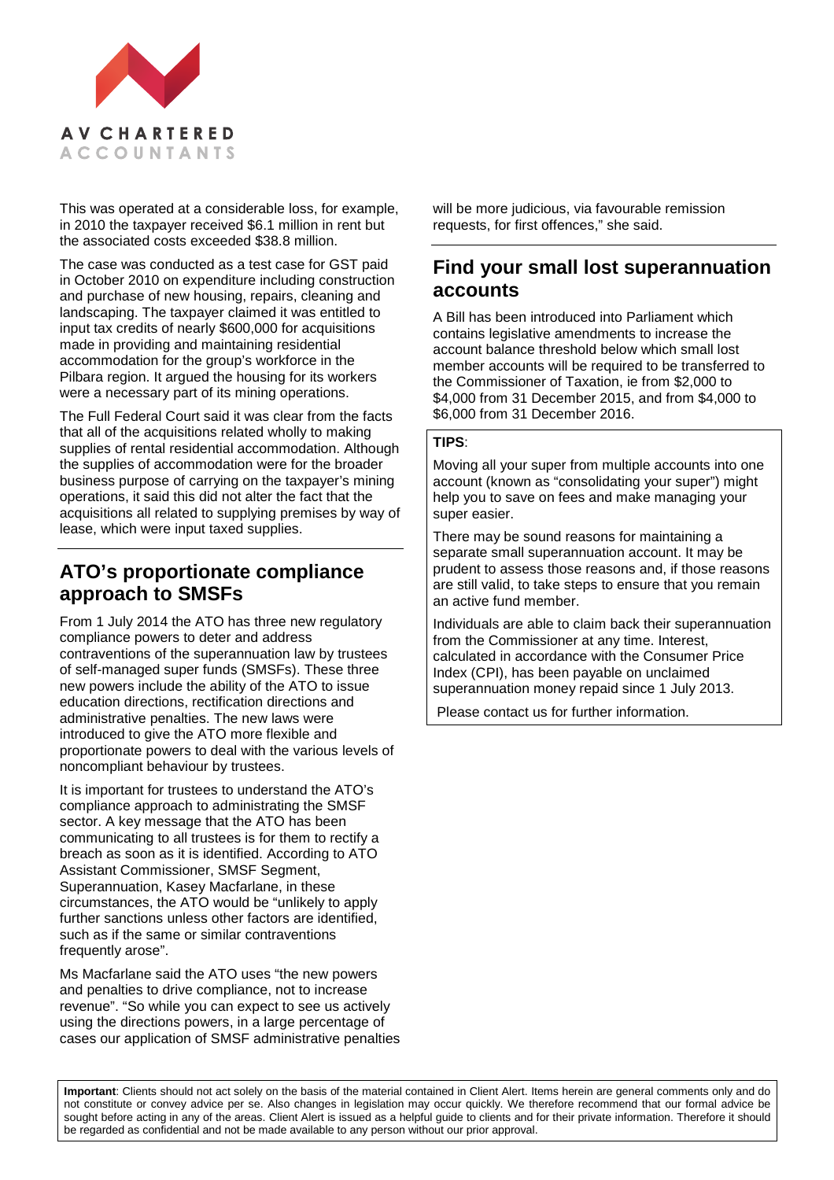This was operated at a considerable loss, for example, in 2010 the taxpayer received $6.1 million in rent but the associated costs exceeded $38.8 million.

The case was conducted as a test case for GST paid in October 2010 on expenditure including construction and purchase of new housing, repairs, cleaning and landscaping. The taxpayer claimed it was entitled to input tax credits of nearly $600,000 for acquisitions made in providing and maintaining residential accommodation for the group's workforce in the Pilbara region. It argued the housing for its workers were a necessary part of its mining operations.

The Full Federal Court said it was clear from the facts that all of the acquisitions related wholly to making supplies of rental residential accommodation. Although the supplies of accommodation were for the broader business purpose of carrying on the taxpayer's mining operations, it said this did not alter the fact that the acquisitions all related to supplying premises by way of lease, which were input taxed supplies.

## ATO's proportionate compliance approach to SMSFs

From 1 July 2014 the ATO has three new regulatory compliance powers to deter and address contraventions of the superannuation law by trustees of self-managed super funds (SMSFs). These three new powers include the ability of the ATO to issue education directions, rectification directions and administrative penalties. The new laws were introduced to give the ATO more flexible and proportionate powers to deal with the various levels of noncompliant behaviour by trustees.

It is important for trustees to understand the ATO's compliance approach to administrating the SMSF sector. A key message that the ATO has been communicating to all trustees is for them to rectify a breach as soon as it is identified. According to ATO Assistant Commissioner, SMSF Segment, Superannuation, Kasey Macfarlane, in these circumstances, the ATO would be "unlikely to apply further sanctions unless other factors are identified, such as if the same or similar contraventions frequently arose".

Ms Macfarlane said the ATO uses "the new powers and penalties to drive compliance, not to increase revenue". "So while you can expect to see us actively using the directions powers, in a large percentage of cases our application of SMSF administrative penalties will be more judicious, via favourable remission requests, for first offences," she said.

## Find your small lost superannuation accounts

A Bill has been introduced into Parliament which contains legislative amendments to increase the account balance threshold below which small lost member accounts will be required to be transferred to the Commissioner of Taxation, ie from $2,000 to $4,000 from 31 December 2015, and from $4,000 to $6,000 from 31 December 2016.

**TIPS**:

Moving all your super from multiple accounts into one account (known as "consolidating your super") might help you to save on fees and make managing your super easier.

There may be sound reasons for maintaining a separate small superannuation account. It may be prudent to assess those reasons and, if those reasons are still valid, to take steps to ensure that you remain an active fund member.

Individuals are able to claim back their superannuation from the Commissioner at any time. Interest, calculated in accordance with the Consumer Price Index (CPI), has been payable on unclaimed superannuation money repaid since 1 July 2013.

Please contact us for further information.

**Important**: Clients should not act solely on the basis of the material contained in Client Alert. Items herein are general comments only and do not constitute or convey advice per se. Also changes in legislation may occur quickly. We therefore recommend that our formal advice be sought before acting in any of the areas. Client Alert is issued as a helpful guide to clients and for their private information. Therefore it should be regarded as confidential and not be made available to any person without our prior approval.